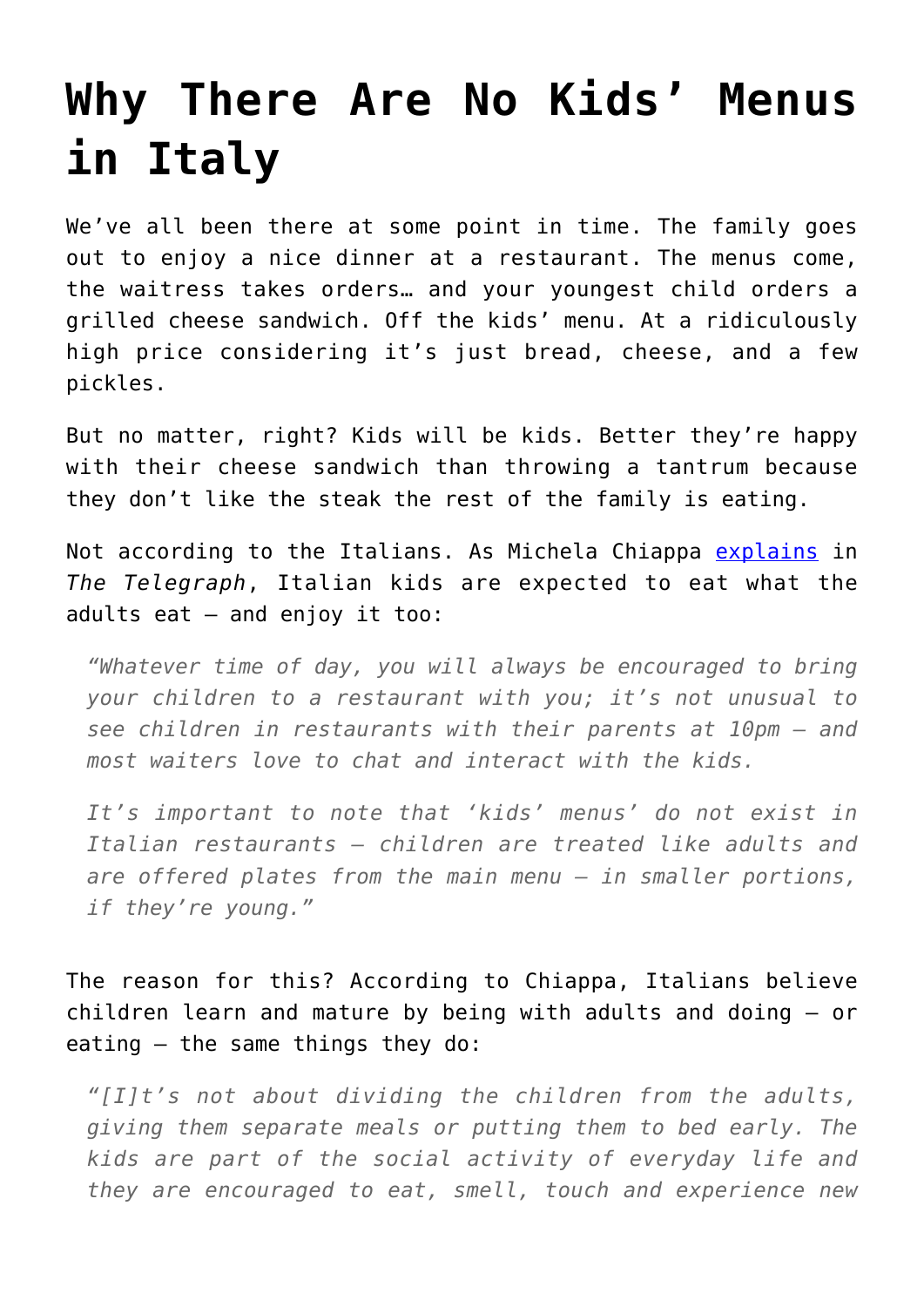# Why There Are No Kids' Menus in Italy

We've all been there at some point in time. The family goes out to enjoy a nice dinner at a restaurant. The menus come, the waitress takes orders… and your youngest child orders a grilled cheese sandwich. Off the kids' menu. At a ridiculously high price considering it's just bread, cheese, and a few pickles.

But no matter, right? Kids will be kids. Better they're happy with their cheese sandwich than throwing a tantrum because they don't like the steak the rest of the family is eating.

Not according to the Italians. As Michela Chiappa explains in *The Telegraph*, Italian kids are expected to eat what the adults eat – and enjoy it too:

> *"Whatever time of day, you will always be encouraged to bring your children to a restaurant with you; it's not unusual to see children in restaurants with their parents at 10pm – and most waiters love to chat and interact with the kids.*
>
> *It's important to note that 'kids' menus' do not exist in Italian restaurants – children are treated like adults and are offered plates from the main menu – in smaller portions, if they're young."*

The reason for this? According to Chiappa, Italians believe children learn and mature by being with adults and doing – or eating – the same things they do:

> *"[I]t's not about dividing the children from the adults, giving them separate meals or putting them to bed early. The kids are part of the social activity of everyday life and they are encouraged to eat, smell, touch and experience new*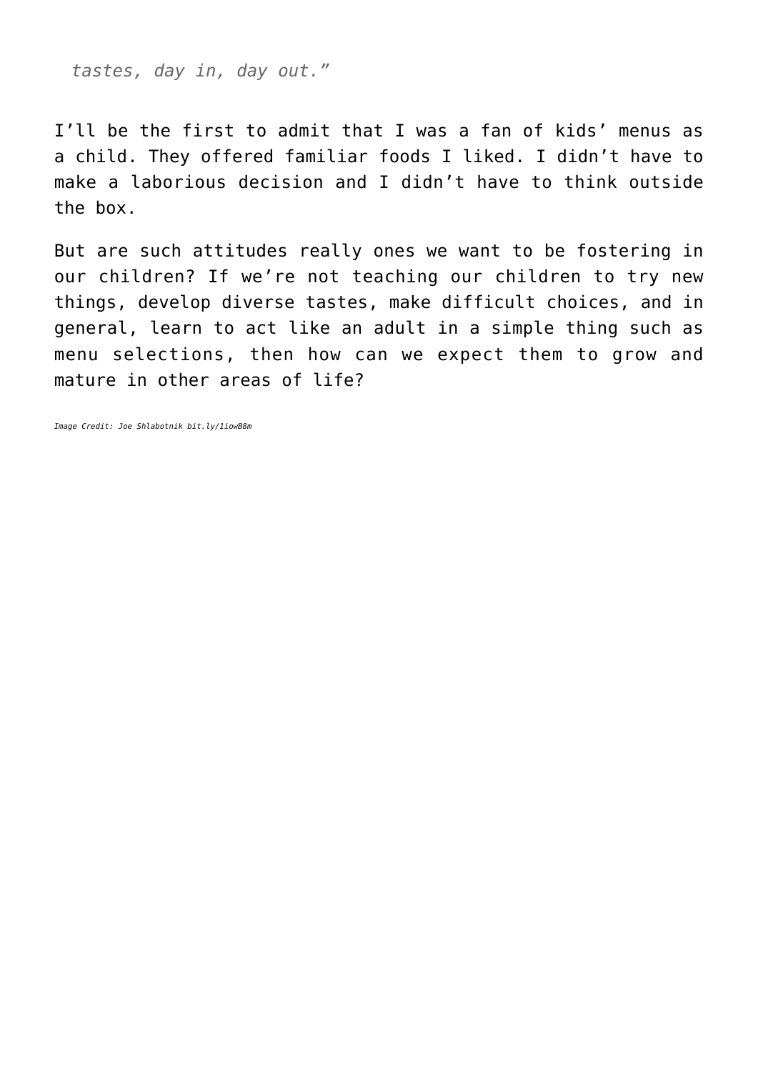*tastes, day in, day out."*

I'll be the first to admit that I was a fan of kids' menus as a child. They offered familiar foods I liked. I didn't have to make a laborious decision and I didn't have to think outside the box.

But are such attitudes really ones we want to be fostering in our children? If we're not teaching our children to try new things, develop diverse tastes, make difficult choices, and in general, learn to act like an adult in a simple thing such as menu selections, then how can we expect them to grow and mature in other areas of life?

*Image Credit: Joe Shlabotnik bit.ly/1iowB8m*